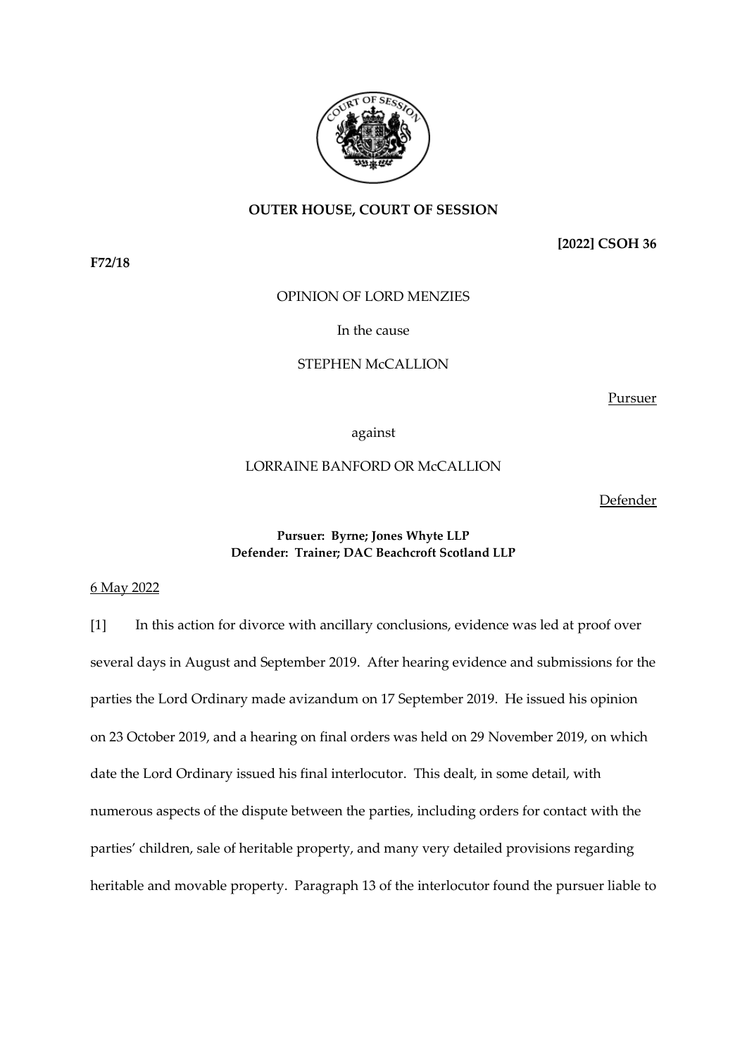**OUTER HOUSE, COURT OF SESSION**

**[2022] CSOH 36**

**F72/18**

OPINION OF LORD MENZIES

In the cause

STEPHEN McCALLION

Pursuer

against

LORRAINE BANFORD OR McCALLION

Defender

**Pursuer: Byrne; Jones Whyte LLP**
**Defender: Trainer; DAC Beachcroft Scotland LLP**

6 May 2022

[1] In this action for divorce with ancillary conclusions, evidence was led at proof over several days in August and September 2019. After hearing evidence and submissions for the parties the Lord Ordinary made avizandum on 17 September 2019. He issued his opinion on 23 October 2019, and a hearing on final orders was held on 29 November 2019, on which date the Lord Ordinary issued his final interlocutor. This dealt, in some detail, with numerous aspects of the dispute between the parties, including orders for contact with the parties' children, sale of heritable property, and many very detailed provisions regarding heritable and movable property. Paragraph 13 of the interlocutor found the pursuer liable to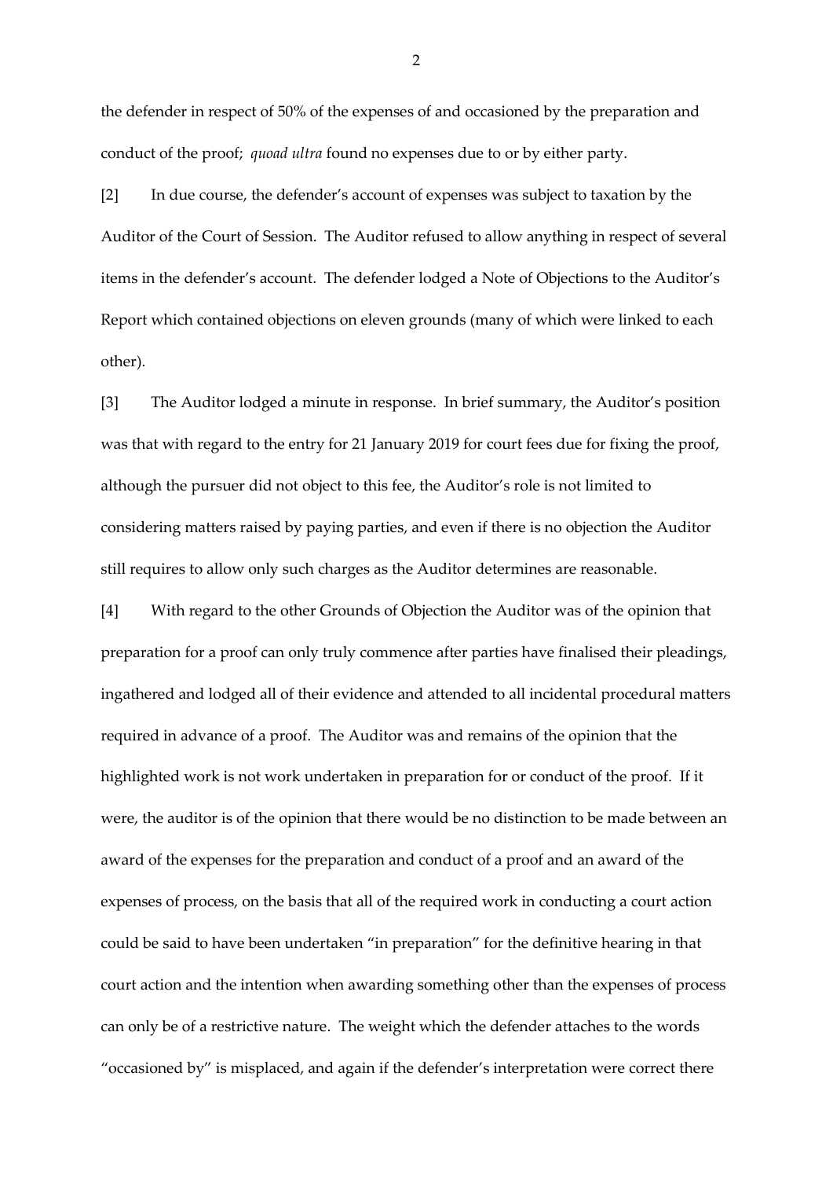the defender in respect of 50% of the expenses of and occasioned by the preparation and conduct of the proof; *quoad ultra* found no expenses due to or by either party.

[2] In due course, the defender's account of expenses was subject to taxation by the Auditor of the Court of Session. The Auditor refused to allow anything in respect of several items in the defender's account. The defender lodged a Note of Objections to the Auditor's Report which contained objections on eleven grounds (many of which were linked to each other).

[3] The Auditor lodged a minute in response. In brief summary, the Auditor's position was that with regard to the entry for 21 January 2019 for court fees due for fixing the proof, although the pursuer did not object to this fee, the Auditor's role is not limited to considering matters raised by paying parties, and even if there is no objection the Auditor still requires to allow only such charges as the Auditor determines are reasonable.

[4] With regard to the other Grounds of Objection the Auditor was of the opinion that preparation for a proof can only truly commence after parties have finalised their pleadings, ingathered and lodged all of their evidence and attended to all incidental procedural matters required in advance of a proof. The Auditor was and remains of the opinion that the highlighted work is not work undertaken in preparation for or conduct of the proof. If it were, the auditor is of the opinion that there would be no distinction to be made between an award of the expenses for the preparation and conduct of a proof and an award of the expenses of process, on the basis that all of the required work in conducting a court action could be said to have been undertaken "in preparation" for the definitive hearing in that court action and the intention when awarding something other than the expenses of process can only be of a restrictive nature. The weight which the defender attaches to the words "occasioned by" is misplaced, and again if the defender's interpretation were correct there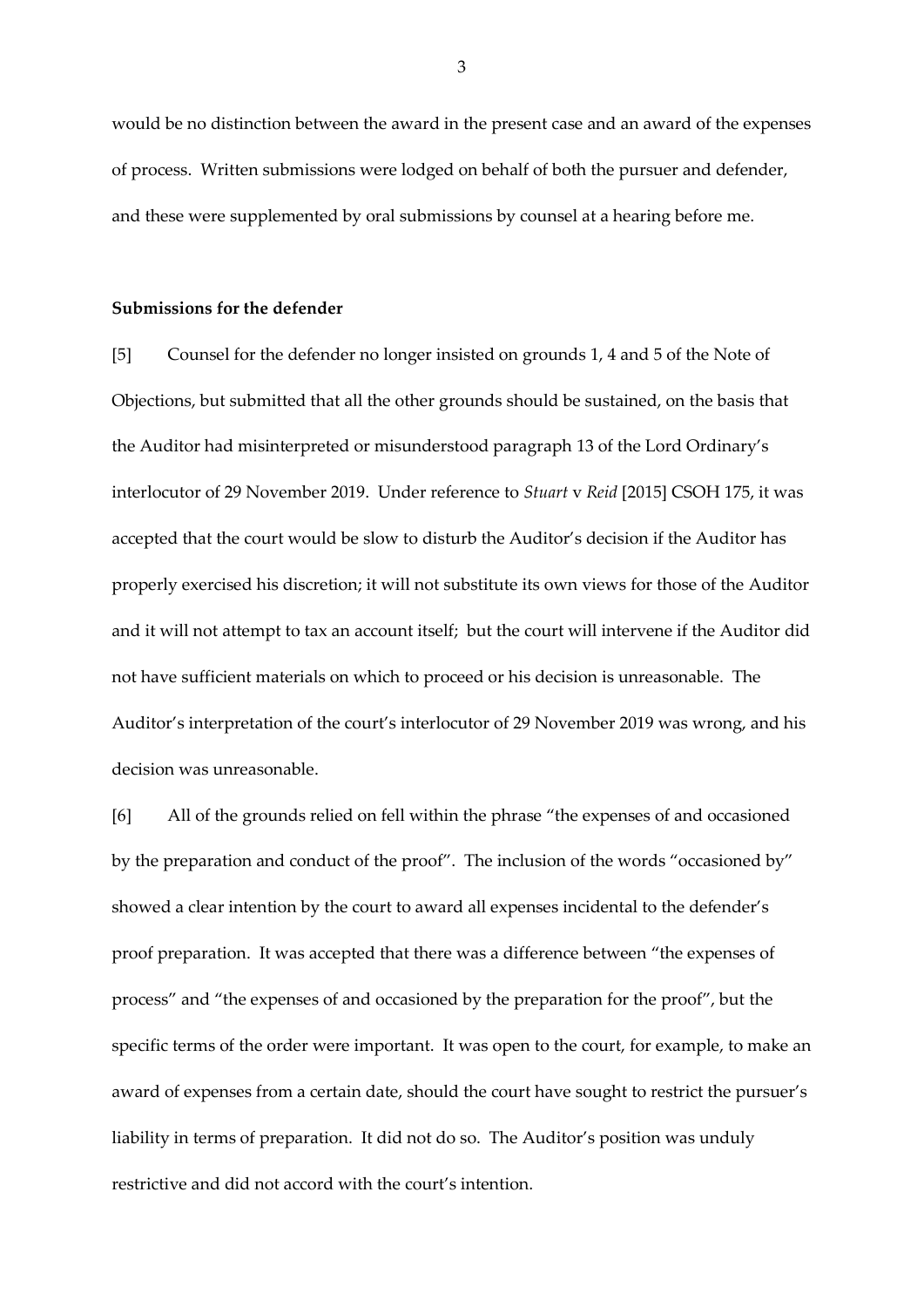would be no distinction between the award in the present case and an award of the expenses of process. Written submissions were lodged on behalf of both the pursuer and defender, and these were supplemented by oral submissions by counsel at a hearing before me.

**Submissions for the defender**

[5] Counsel for the defender no longer insisted on grounds 1, 4 and 5 of the Note of Objections, but submitted that all the other grounds should be sustained, on the basis that the Auditor had misinterpreted or misunderstood paragraph 13 of the Lord Ordinary's interlocutor of 29 November 2019. Under reference to *Stuart* v *Reid* [2015] CSOH 175, it was accepted that the court would be slow to disturb the Auditor's decision if the Auditor has properly exercised his discretion; it will not substitute its own views for those of the Auditor and it will not attempt to tax an account itself; but the court will intervene if the Auditor did not have sufficient materials on which to proceed or his decision is unreasonable. The Auditor's interpretation of the court's interlocutor of 29 November 2019 was wrong, and his decision was unreasonable.

[6] All of the grounds relied on fell within the phrase "the expenses of and occasioned by the preparation and conduct of the proof". The inclusion of the words "occasioned by" showed a clear intention by the court to award all expenses incidental to the defender's proof preparation. It was accepted that there was a difference between "the expenses of process" and "the expenses of and occasioned by the preparation for the proof", but the specific terms of the order were important. It was open to the court, for example, to make an award of expenses from a certain date, should the court have sought to restrict the pursuer's liability in terms of preparation. It did not do so. The Auditor's position was unduly restrictive and did not accord with the court's intention.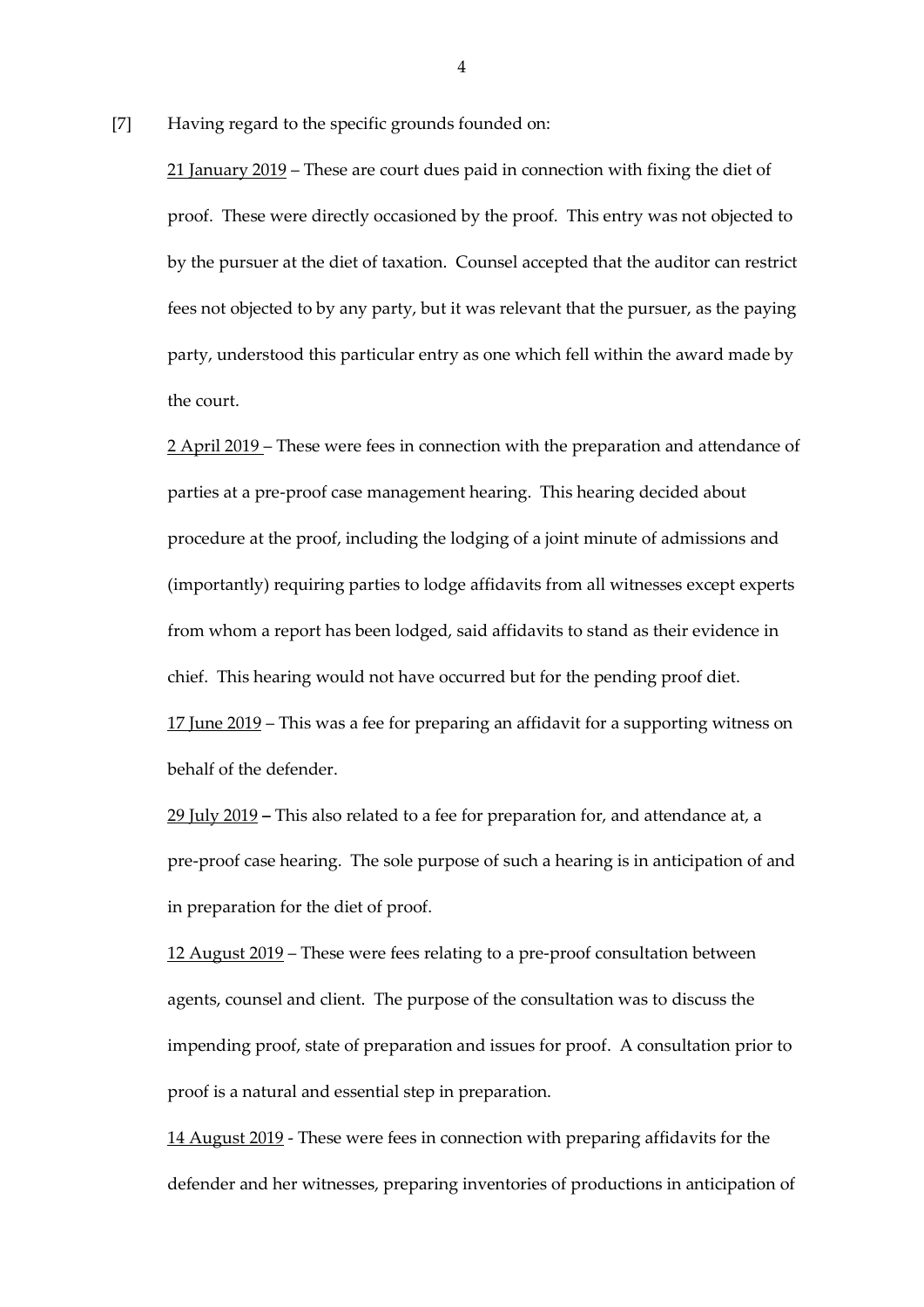[7] Having regard to the specific grounds founded on:

<u>21 January 2019</u> – These are court dues paid in connection with fixing the diet of proof. These were directly occasioned by the proof. This entry was not objected to by the pursuer at the diet of taxation. Counsel accepted that the auditor can restrict fees not objected to by any party, but it was relevant that the pursuer, as the paying party, understood this particular entry as one which fell within the award made by the court.

<u>2 April 2019</u> – These were fees in connection with the preparation and attendance of parties at a pre-proof case management hearing. This hearing decided about procedure at the proof, including the lodging of a joint minute of admissions and (importantly) requiring parties to lodge affidavits from all witnesses except experts from whom a report has been lodged, said affidavits to stand as their evidence in chief. This hearing would not have occurred but for the pending proof diet.

<u>17 June 2019</u> – This was a fee for preparing an affidavit for a supporting witness on behalf of the defender.

<u>29 July 2019</u> **–** This also related to a fee for preparation for, and attendance at, a pre-proof case hearing. The sole purpose of such a hearing is in anticipation of and in preparation for the diet of proof.

<u>12 August 2019</u> – These were fees relating to a pre-proof consultation between agents, counsel and client. The purpose of the consultation was to discuss the impending proof, state of preparation and issues for proof. A consultation prior to proof is a natural and essential step in preparation.

<u>14 August 2019</u> - These were fees in connection with preparing affidavits for the defender and her witnesses, preparing inventories of productions in anticipation of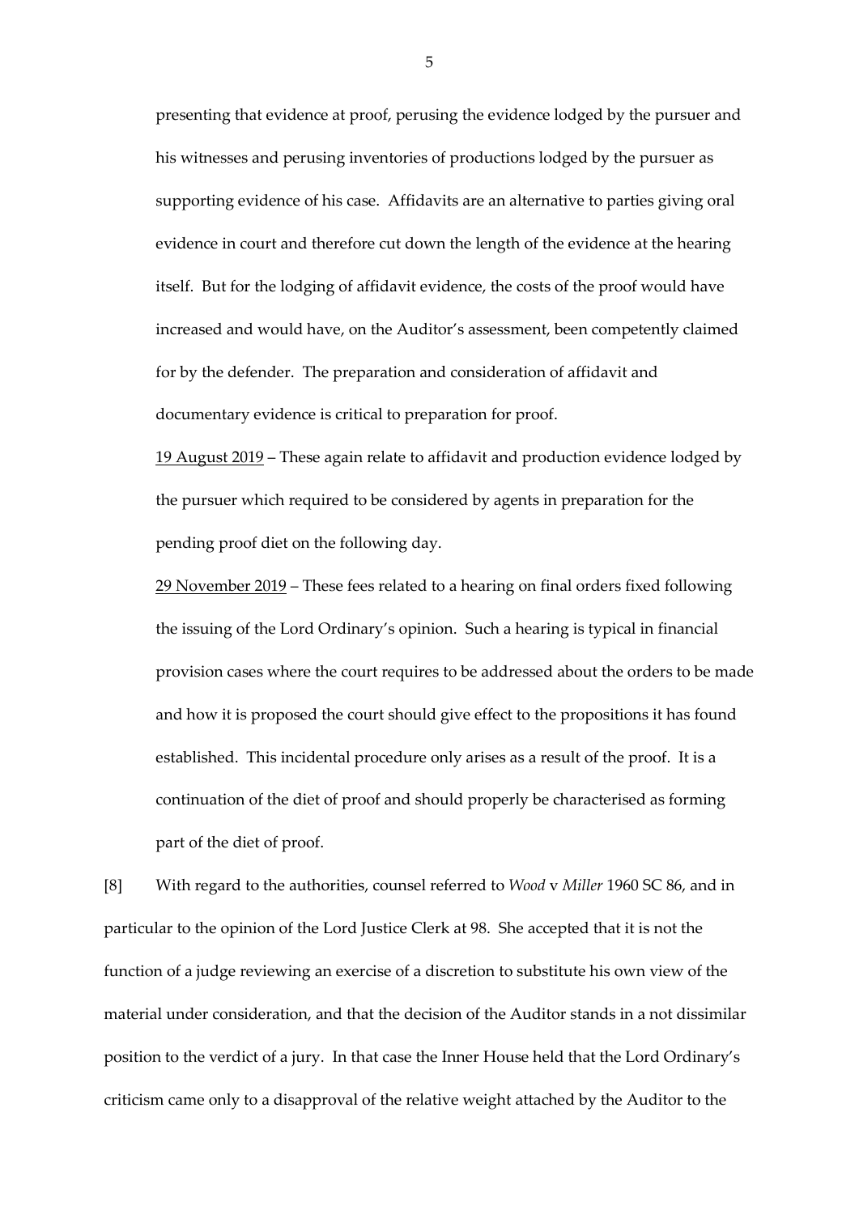presenting that evidence at proof, perusing the evidence lodged by the pursuer and his witnesses and perusing inventories of productions lodged by the pursuer as supporting evidence of his case. Affidavits are an alternative to parties giving oral evidence in court and therefore cut down the length of the evidence at the hearing itself. But for the lodging of affidavit evidence, the costs of the proof would have increased and would have, on the Auditor's assessment, been competently claimed for by the defender. The preparation and consideration of affidavit and documentary evidence is critical to preparation for proof.

<u>19 August 2019</u> – These again relate to affidavit and production evidence lodged by the pursuer which required to be considered by agents in preparation for the pending proof diet on the following day.

<u>29 November 2019</u> – These fees related to a hearing on final orders fixed following the issuing of the Lord Ordinary's opinion. Such a hearing is typical in financial provision cases where the court requires to be addressed about the orders to be made and how it is proposed the court should give effect to the propositions it has found established. This incidental procedure only arises as a result of the proof. It is a continuation of the diet of proof and should properly be characterised as forming part of the diet of proof.

[8] With regard to the authorities, counsel referred to *Wood* v *Miller* 1960 SC 86, and in particular to the opinion of the Lord Justice Clerk at 98. She accepted that it is not the function of a judge reviewing an exercise of a discretion to substitute his own view of the material under consideration, and that the decision of the Auditor stands in a not dissimilar position to the verdict of a jury. In that case the Inner House held that the Lord Ordinary's criticism came only to a disapproval of the relative weight attached by the Auditor to the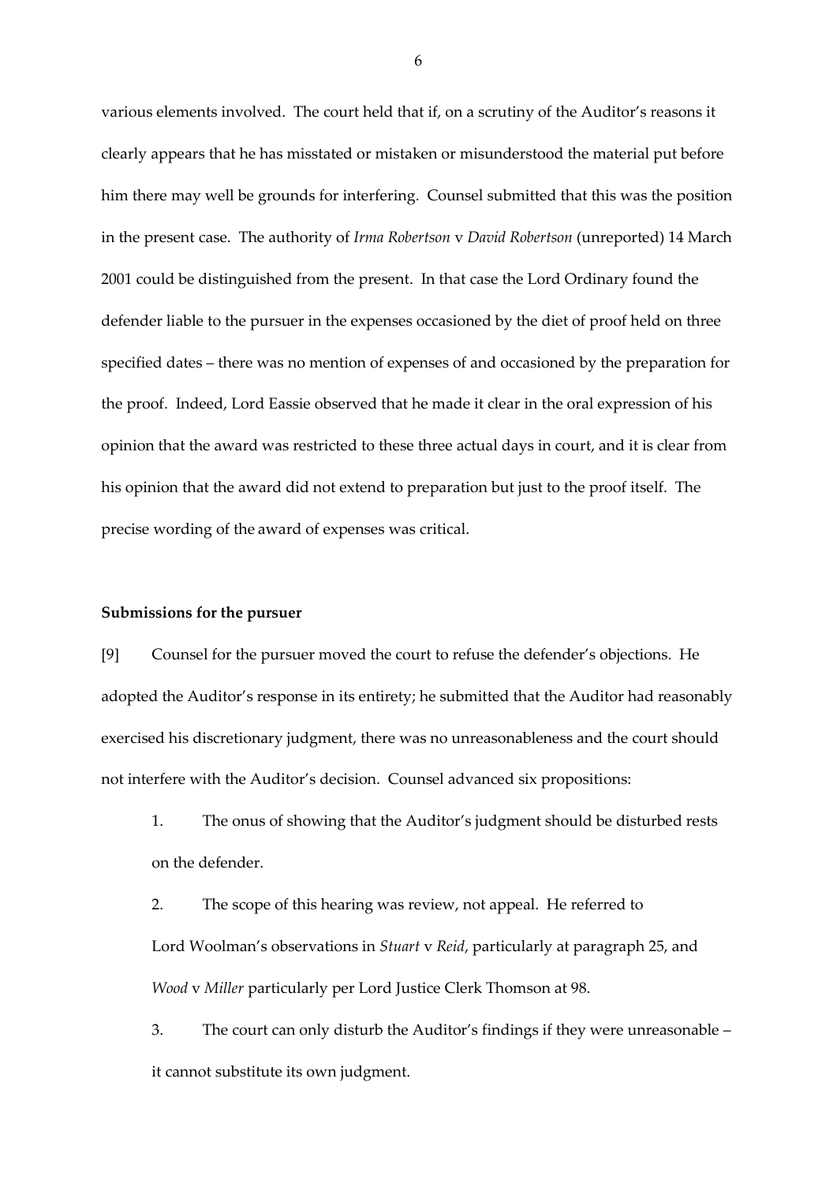various elements involved. The court held that if, on a scrutiny of the Auditor's reasons it clearly appears that he has misstated or mistaken or misunderstood the material put before him there may well be grounds for interfering. Counsel submitted that this was the position in the present case. The authority of *Irma Robertson* v *David Robertson* (unreported) 14 March 2001 could be distinguished from the present. In that case the Lord Ordinary found the defender liable to the pursuer in the expenses occasioned by the diet of proof held on three specified dates – there was no mention of expenses of and occasioned by the preparation for the proof. Indeed, Lord Eassie observed that he made it clear in the oral expression of his opinion that the award was restricted to these three actual days in court, and it is clear from his opinion that the award did not extend to preparation but just to the proof itself. The precise wording of the award of expenses was critical.

**Submissions for the pursuer**

[9] Counsel for the pursuer moved the court to refuse the defender's objections. He adopted the Auditor's response in its entirety; he submitted that the Auditor had reasonably exercised his discretionary judgment, there was no unreasonableness and the court should not interfere with the Auditor's decision. Counsel advanced six propositions:

1. The onus of showing that the Auditor's judgment should be disturbed rests on the defender.

2. The scope of this hearing was review, not appeal. He referred to Lord Woolman's observations in *Stuart* v *Reid*, particularly at paragraph 25, and *Wood* v *Miller* particularly per Lord Justice Clerk Thomson at 98.

3. The court can only disturb the Auditor's findings if they were unreasonable – it cannot substitute its own judgment.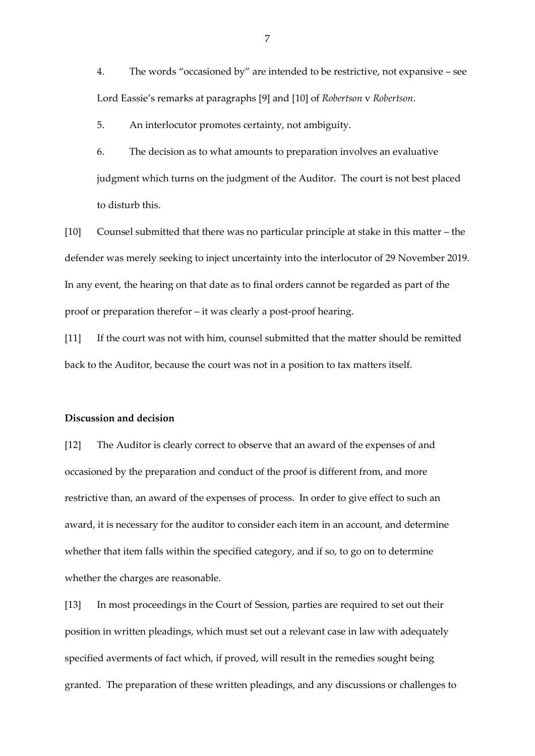4. The words "occasioned by" are intended to be restrictive, not expansive – see Lord Eassie's remarks at paragraphs [9] and [10] of *Robertson* v *Robertson*.

5. An interlocutor promotes certainty, not ambiguity.

6. The decision as to what amounts to preparation involves an evaluative judgment which turns on the judgment of the Auditor. The court is not best placed to disturb this.

[10] Counsel submitted that there was no particular principle at stake in this matter – the defender was merely seeking to inject uncertainty into the interlocutor of 29 November 2019. In any event, the hearing on that date as to final orders cannot be regarded as part of the proof or preparation therefor – it was clearly a post-proof hearing.

[11] If the court was not with him, counsel submitted that the matter should be remitted back to the Auditor, because the court was not in a position to tax matters itself.

## Discussion and decision

[12] The Auditor is clearly correct to observe that an award of the expenses of and occasioned by the preparation and conduct of the proof is different from, and more restrictive than, an award of the expenses of process. In order to give effect to such an award, it is necessary for the auditor to consider each item in an account, and determine whether that item falls within the specified category, and if so, to go on to determine whether the charges are reasonable.

[13] In most proceedings in the Court of Session, parties are required to set out their position in written pleadings, which must set out a relevant case in law with adequately specified averments of fact which, if proved, will result in the remedies sought being granted. The preparation of these written pleadings, and any discussions or challenges to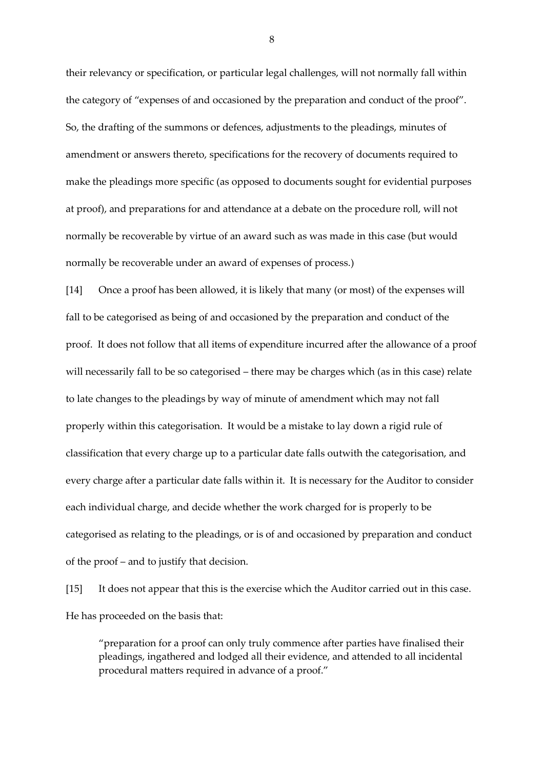their relevancy or specification, or particular legal challenges, will not normally fall within the category of "expenses of and occasioned by the preparation and conduct of the proof". So, the drafting of the summons or defences, adjustments to the pleadings, minutes of amendment or answers thereto, specifications for the recovery of documents required to make the pleadings more specific (as opposed to documents sought for evidential purposes at proof), and preparations for and attendance at a debate on the procedure roll, will not normally be recoverable by virtue of an award such as was made in this case (but would normally be recoverable under an award of expenses of process.)

[14] Once a proof has been allowed, it is likely that many (or most) of the expenses will fall to be categorised as being of and occasioned by the preparation and conduct of the proof. It does not follow that all items of expenditure incurred after the allowance of a proof will necessarily fall to be so categorised – there may be charges which (as in this case) relate to late changes to the pleadings by way of minute of amendment which may not fall properly within this categorisation. It would be a mistake to lay down a rigid rule of classification that every charge up to a particular date falls outwith the categorisation, and every charge after a particular date falls within it. It is necessary for the Auditor to consider each individual charge, and decide whether the work charged for is properly to be categorised as relating to the pleadings, or is of and occasioned by preparation and conduct of the proof – and to justify that decision.

[15] It does not appear that this is the exercise which the Auditor carried out in this case. He has proceeded on the basis that:

> "preparation for a proof can only truly commence after parties have finalised their pleadings, ingathered and lodged all their evidence, and attended to all incidental procedural matters required in advance of a proof."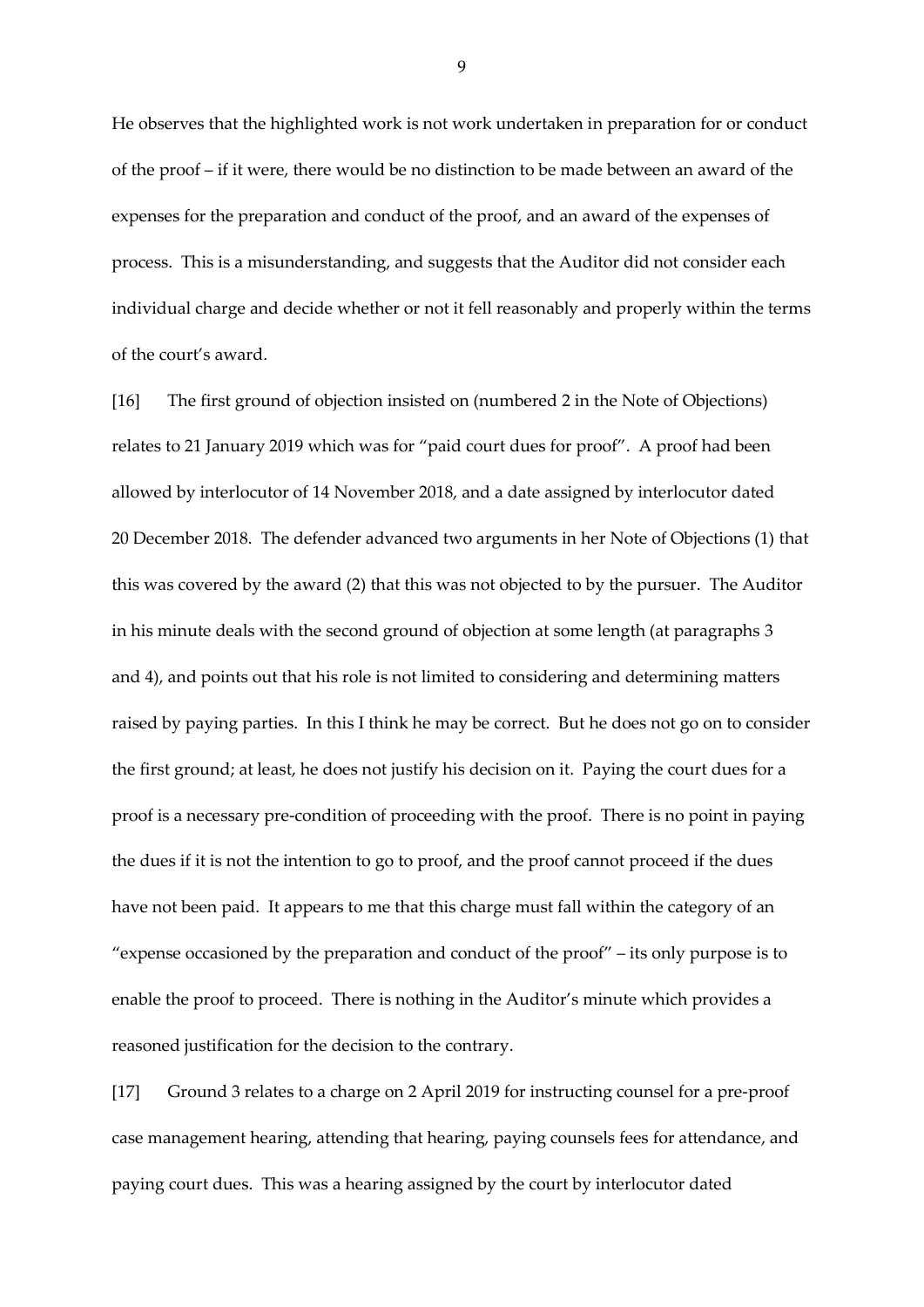He observes that the highlighted work is not work undertaken in preparation for or conduct of the proof – if it were, there would be no distinction to be made between an award of the expenses for the preparation and conduct of the proof, and an award of the expenses of process. This is a misunderstanding, and suggests that the Auditor did not consider each individual charge and decide whether or not it fell reasonably and properly within the terms of the court's award.

[16] The first ground of objection insisted on (numbered 2 in the Note of Objections) relates to 21 January 2019 which was for "paid court dues for proof". A proof had been allowed by interlocutor of 14 November 2018, and a date assigned by interlocutor dated 20 December 2018. The defender advanced two arguments in her Note of Objections (1) that this was covered by the award (2) that this was not objected to by the pursuer. The Auditor in his minute deals with the second ground of objection at some length (at paragraphs 3 and 4), and points out that his role is not limited to considering and determining matters raised by paying parties. In this I think he may be correct. But he does not go on to consider the first ground; at least, he does not justify his decision on it. Paying the court dues for a proof is a necessary pre-condition of proceeding with the proof. There is no point in paying the dues if it is not the intention to go to proof, and the proof cannot proceed if the dues have not been paid. It appears to me that this charge must fall within the category of an "expense occasioned by the preparation and conduct of the proof" – its only purpose is to enable the proof to proceed. There is nothing in the Auditor's minute which provides a reasoned justification for the decision to the contrary.

[17] Ground 3 relates to a charge on 2 April 2019 for instructing counsel for a pre-proof case management hearing, attending that hearing, paying counsels fees for attendance, and paying court dues. This was a hearing assigned by the court by interlocutor dated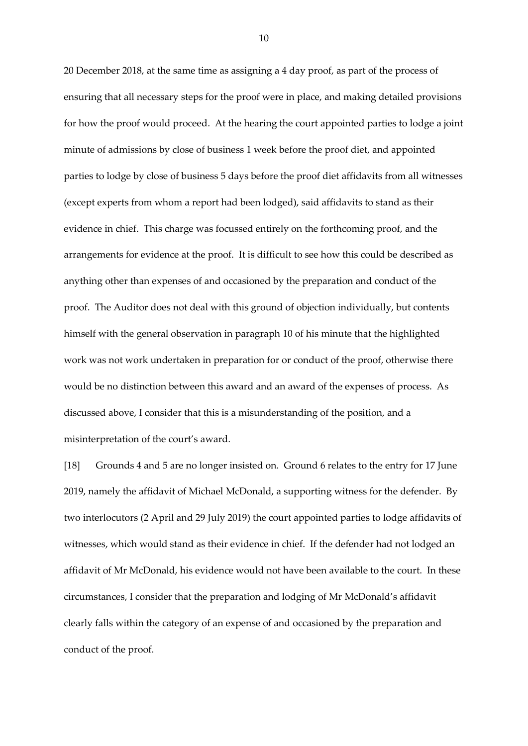20 December 2018, at the same time as assigning a 4 day proof, as part of the process of ensuring that all necessary steps for the proof were in place, and making detailed provisions for how the proof would proceed. At the hearing the court appointed parties to lodge a joint minute of admissions by close of business 1 week before the proof diet, and appointed parties to lodge by close of business 5 days before the proof diet affidavits from all witnesses (except experts from whom a report had been lodged), said affidavits to stand as their evidence in chief. This charge was focussed entirely on the forthcoming proof, and the arrangements for evidence at the proof. It is difficult to see how this could be described as anything other than expenses of and occasioned by the preparation and conduct of the proof. The Auditor does not deal with this ground of objection individually, but contents himself with the general observation in paragraph 10 of his minute that the highlighted work was not work undertaken in preparation for or conduct of the proof, otherwise there would be no distinction between this award and an award of the expenses of process. As discussed above, I consider that this is a misunderstanding of the position, and a misinterpretation of the court's award.

[18] Grounds 4 and 5 are no longer insisted on. Ground 6 relates to the entry for 17 June 2019, namely the affidavit of Michael McDonald, a supporting witness for the defender. By two interlocutors (2 April and 29 July 2019) the court appointed parties to lodge affidavits of witnesses, which would stand as their evidence in chief. If the defender had not lodged an affidavit of Mr McDonald, his evidence would not have been available to the court. In these circumstances, I consider that the preparation and lodging of Mr McDonald's affidavit clearly falls within the category of an expense of and occasioned by the preparation and conduct of the proof.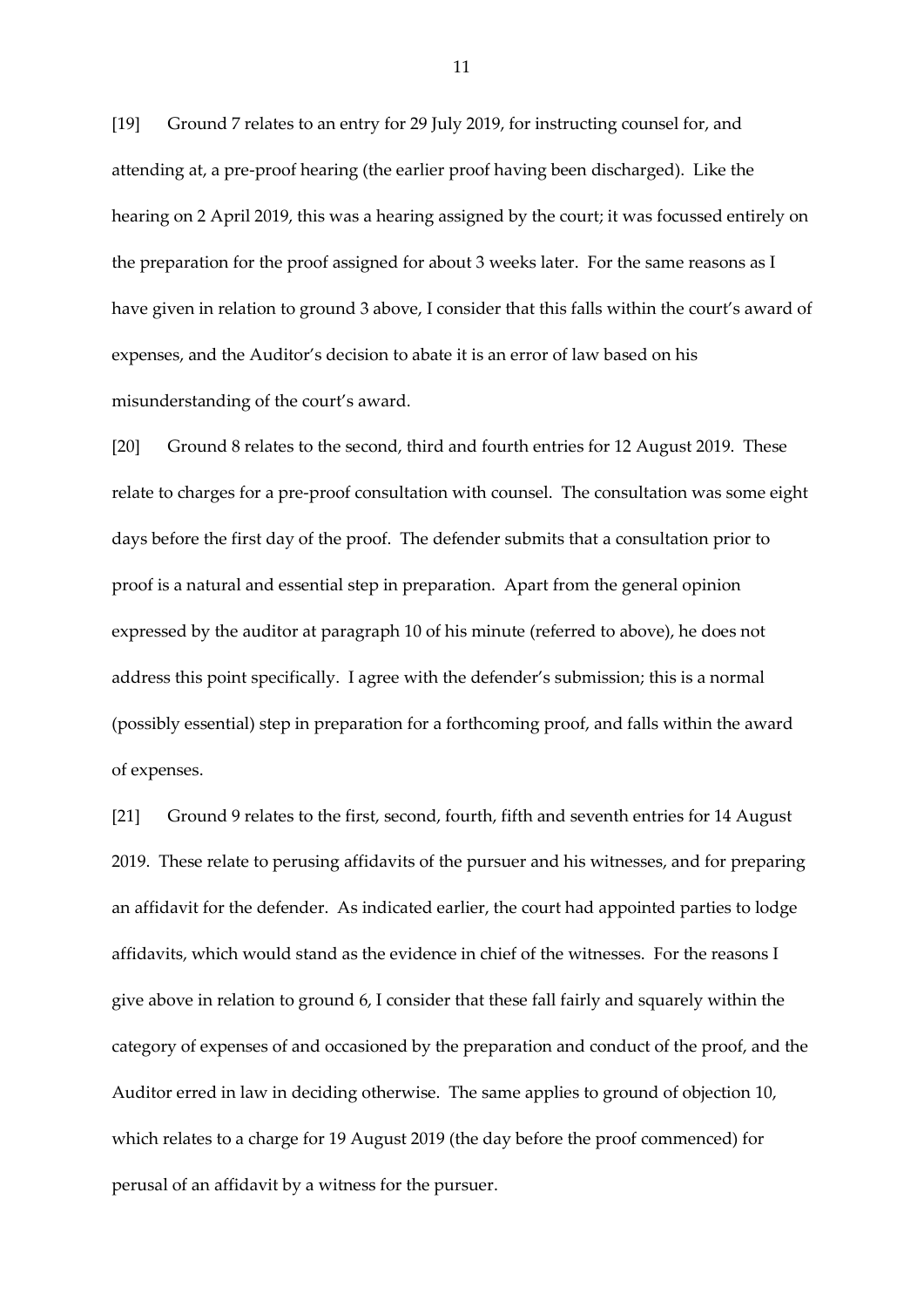[19] Ground 7 relates to an entry for 29 July 2019, for instructing counsel for, and attending at, a pre-proof hearing (the earlier proof having been discharged). Like the hearing on 2 April 2019, this was a hearing assigned by the court; it was focussed entirely on the preparation for the proof assigned for about 3 weeks later. For the same reasons as I have given in relation to ground 3 above, I consider that this falls within the court's award of expenses, and the Auditor's decision to abate it is an error of law based on his misunderstanding of the court's award.

[20] Ground 8 relates to the second, third and fourth entries for 12 August 2019. These relate to charges for a pre-proof consultation with counsel. The consultation was some eight days before the first day of the proof. The defender submits that a consultation prior to proof is a natural and essential step in preparation. Apart from the general opinion expressed by the auditor at paragraph 10 of his minute (referred to above), he does not address this point specifically. I agree with the defender's submission; this is a normal (possibly essential) step in preparation for a forthcoming proof, and falls within the award of expenses.

[21] Ground 9 relates to the first, second, fourth, fifth and seventh entries for 14 August 2019. These relate to perusing affidavits of the pursuer and his witnesses, and for preparing an affidavit for the defender. As indicated earlier, the court had appointed parties to lodge affidavits, which would stand as the evidence in chief of the witnesses. For the reasons I give above in relation to ground 6, I consider that these fall fairly and squarely within the category of expenses of and occasioned by the preparation and conduct of the proof, and the Auditor erred in law in deciding otherwise. The same applies to ground of objection 10, which relates to a charge for 19 August 2019 (the day before the proof commenced) for perusal of an affidavit by a witness for the pursuer.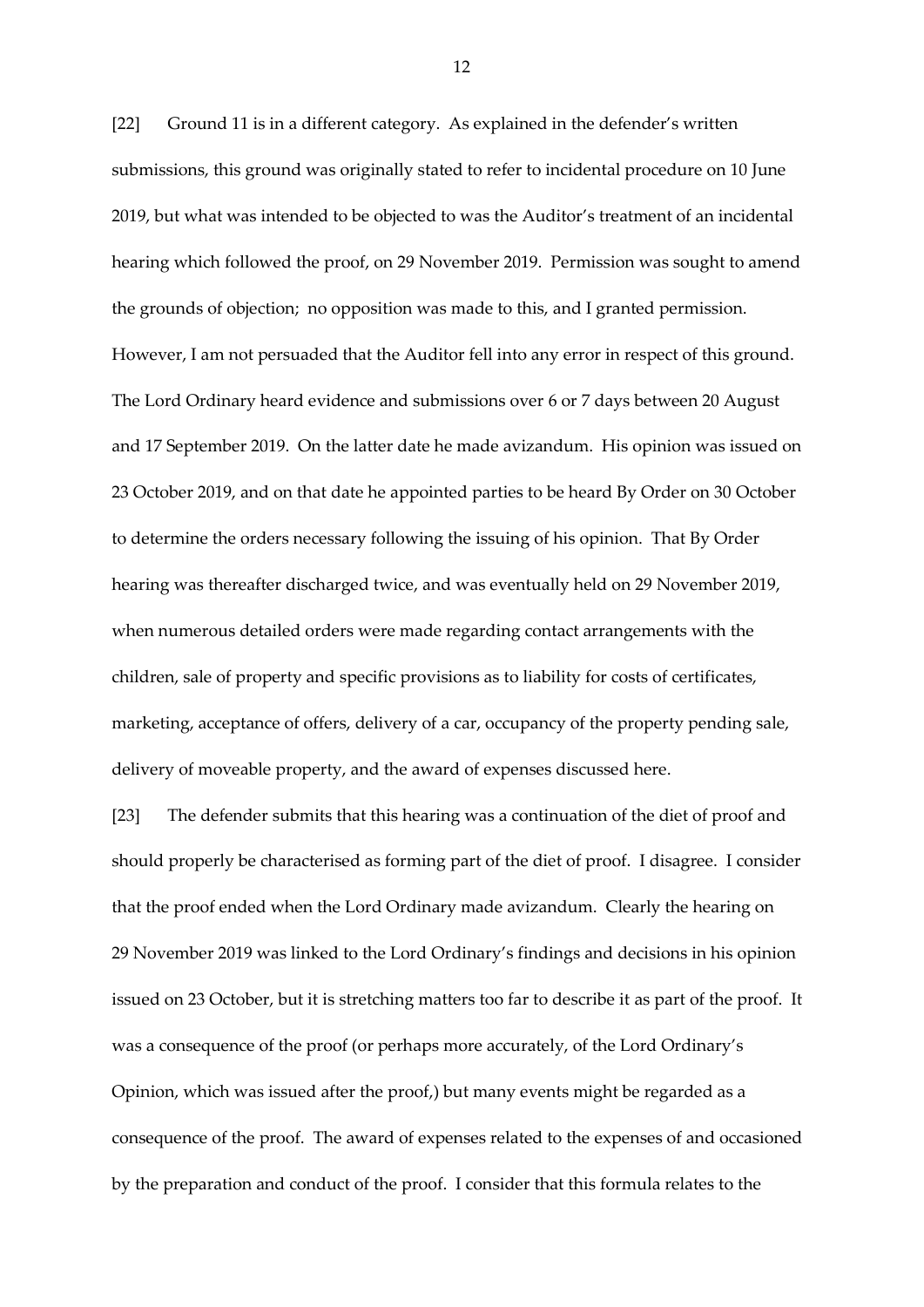[22] Ground 11 is in a different category. As explained in the defender's written submissions, this ground was originally stated to refer to incidental procedure on 10 June 2019, but what was intended to be objected to was the Auditor's treatment of an incidental hearing which followed the proof, on 29 November 2019. Permission was sought to amend the grounds of objection; no opposition was made to this, and I granted permission. However, I am not persuaded that the Auditor fell into any error in respect of this ground. The Lord Ordinary heard evidence and submissions over 6 or 7 days between 20 August and 17 September 2019. On the latter date he made avizandum. His opinion was issued on 23 October 2019, and on that date he appointed parties to be heard By Order on 30 October to determine the orders necessary following the issuing of his opinion. That By Order hearing was thereafter discharged twice, and was eventually held on 29 November 2019, when numerous detailed orders were made regarding contact arrangements with the children, sale of property and specific provisions as to liability for costs of certificates, marketing, acceptance of offers, delivery of a car, occupancy of the property pending sale, delivery of moveable property, and the award of expenses discussed here.

[23] The defender submits that this hearing was a continuation of the diet of proof and should properly be characterised as forming part of the diet of proof. I disagree. I consider that the proof ended when the Lord Ordinary made avizandum. Clearly the hearing on 29 November 2019 was linked to the Lord Ordinary's findings and decisions in his opinion issued on 23 October, but it is stretching matters too far to describe it as part of the proof. It was a consequence of the proof (or perhaps more accurately, of the Lord Ordinary's Opinion, which was issued after the proof,) but many events might be regarded as a consequence of the proof. The award of expenses related to the expenses of and occasioned by the preparation and conduct of the proof. I consider that this formula relates to the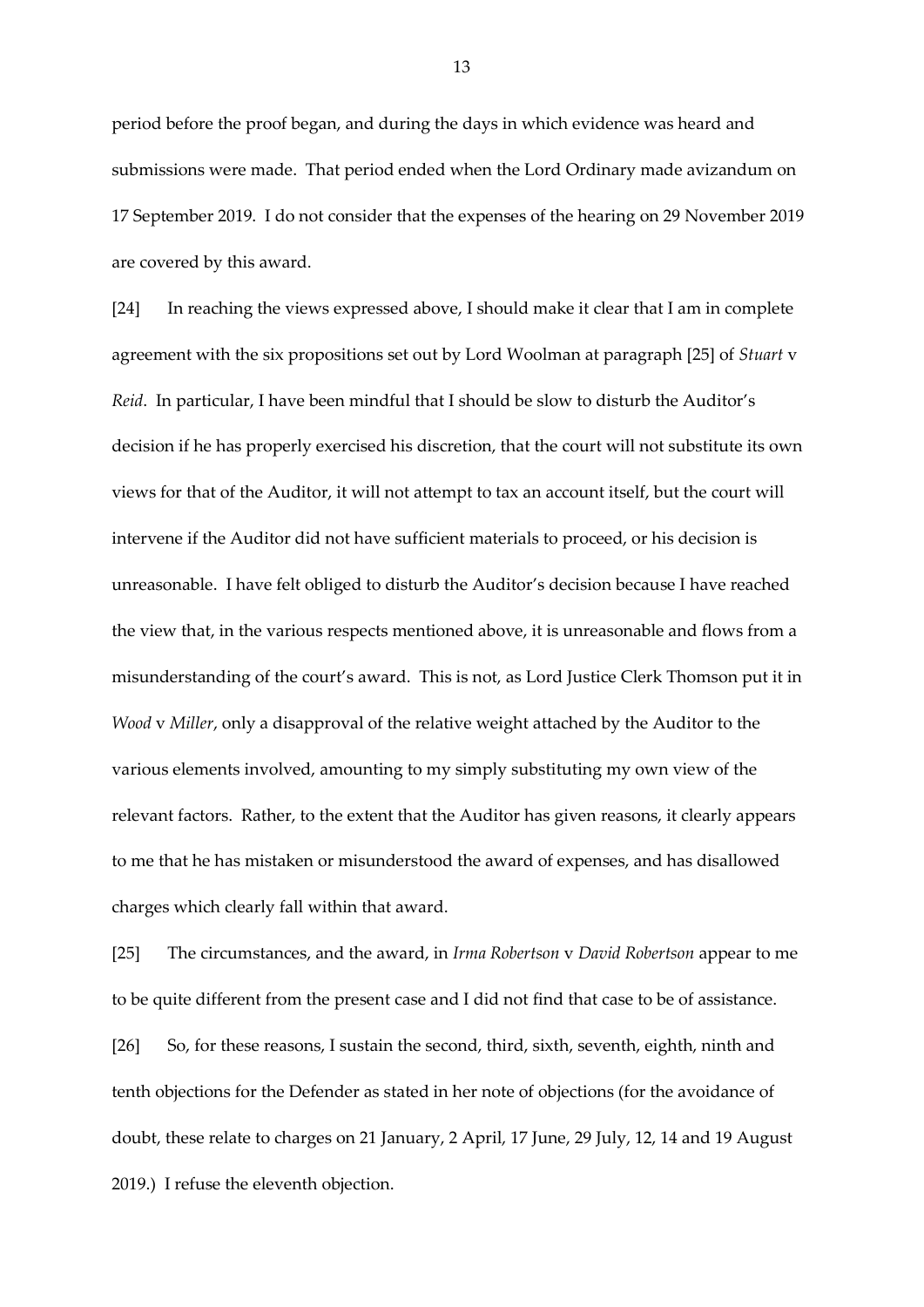period before the proof began, and during the days in which evidence was heard and submissions were made. That period ended when the Lord Ordinary made avizandum on 17 September 2019. I do not consider that the expenses of the hearing on 29 November 2019 are covered by this award.

[24] In reaching the views expressed above, I should make it clear that I am in complete agreement with the six propositions set out by Lord Woolman at paragraph [25] of *Stuart* v *Reid*. In particular, I have been mindful that I should be slow to disturb the Auditor's decision if he has properly exercised his discretion, that the court will not substitute its own views for that of the Auditor, it will not attempt to tax an account itself, but the court will intervene if the Auditor did not have sufficient materials to proceed, or his decision is unreasonable. I have felt obliged to disturb the Auditor's decision because I have reached the view that, in the various respects mentioned above, it is unreasonable and flows from a misunderstanding of the court's award. This is not, as Lord Justice Clerk Thomson put it in *Wood* v *Miller*, only a disapproval of the relative weight attached by the Auditor to the various elements involved, amounting to my simply substituting my own view of the relevant factors. Rather, to the extent that the Auditor has given reasons, it clearly appears to me that he has mistaken or misunderstood the award of expenses, and has disallowed charges which clearly fall within that award.

[25] The circumstances, and the award, in *Irma Robertson* v *David Robertson* appear to me to be quite different from the present case and I did not find that case to be of assistance.

[26] So, for these reasons, I sustain the second, third, sixth, seventh, eighth, ninth and tenth objections for the Defender as stated in her note of objections (for the avoidance of doubt, these relate to charges on 21 January, 2 April, 17 June, 29 July, 12, 14 and 19 August 2019.) I refuse the eleventh objection.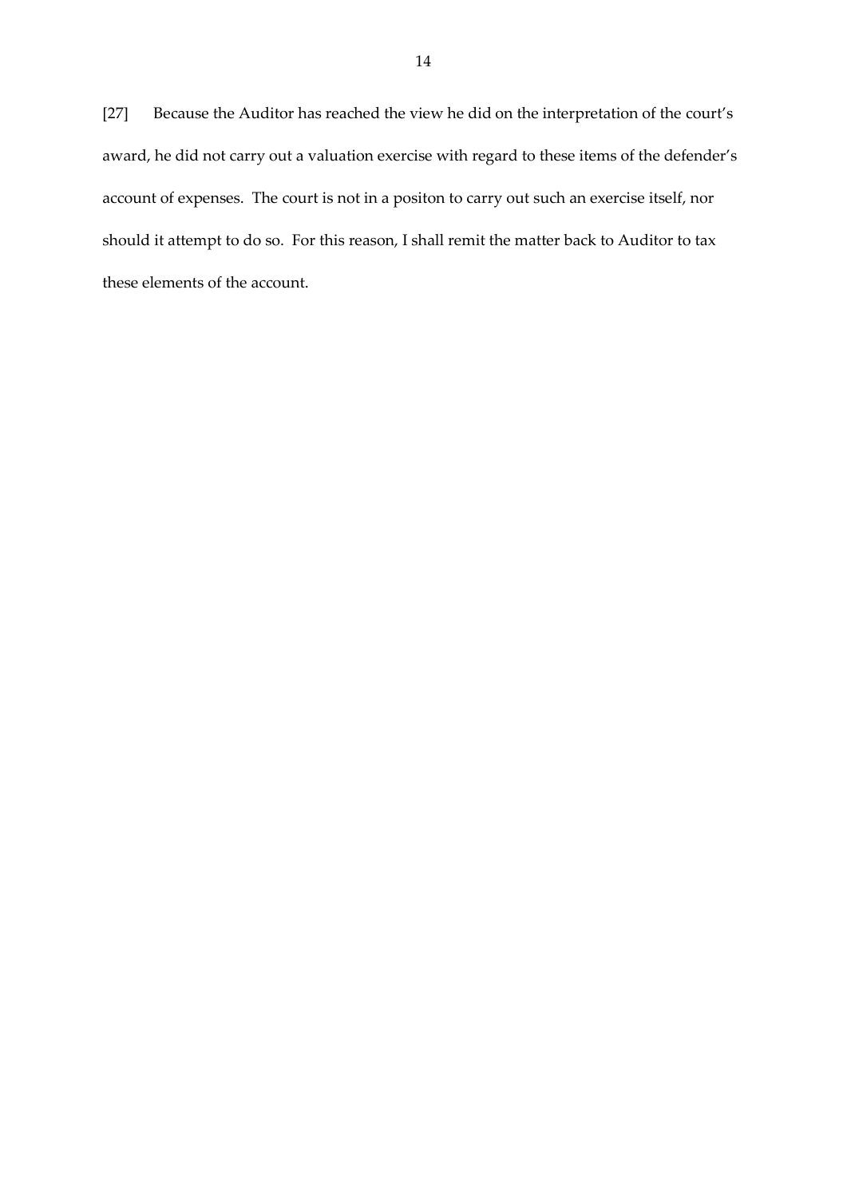[27] Because the Auditor has reached the view he did on the interpretation of the court's award, he did not carry out a valuation exercise with regard to these items of the defender's account of expenses. The court is not in a positon to carry out such an exercise itself, nor should it attempt to do so. For this reason, I shall remit the matter back to Auditor to tax these elements of the account.